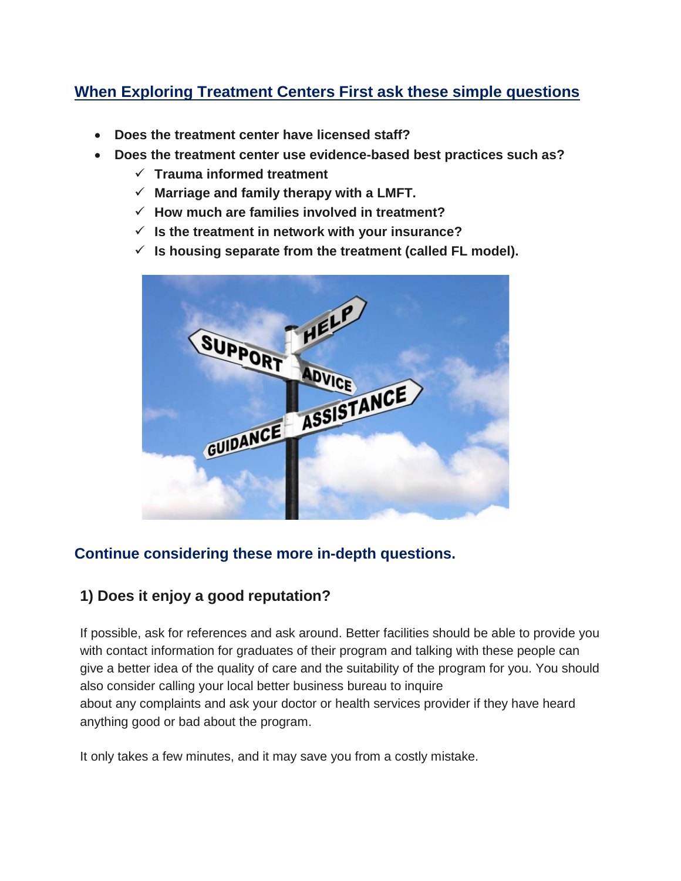## When Exploring Treatment Centers First ask these simple questions

- **Does the treatment center have licensed staff?**
- **Does the treatment center use evidence-based best practices such as?**
  - ✓ **Trauma informed treatment**
  - ✓ **Marriage and family therapy with a LMFT.**
  - ✓ **How much are families involved in treatment?**
  - ✓ **Is the treatment in network with your insurance?**
  - ✓ **Is housing separate from the treatment (called FL model).**

## Continue considering these more in-depth questions.

### 1) Does it enjoy a good reputation?

If possible, ask for references and ask around. Better facilities should be able to provide you with contact information for graduates of their program and talking with these people can give a better idea of the quality of care and the suitability of the program for you. You should also consider calling your local better business bureau to inquire about any complaints and ask your doctor or health services provider if they have heard anything good or bad about the program.

It only takes a few minutes, and it may save you from a costly mistake.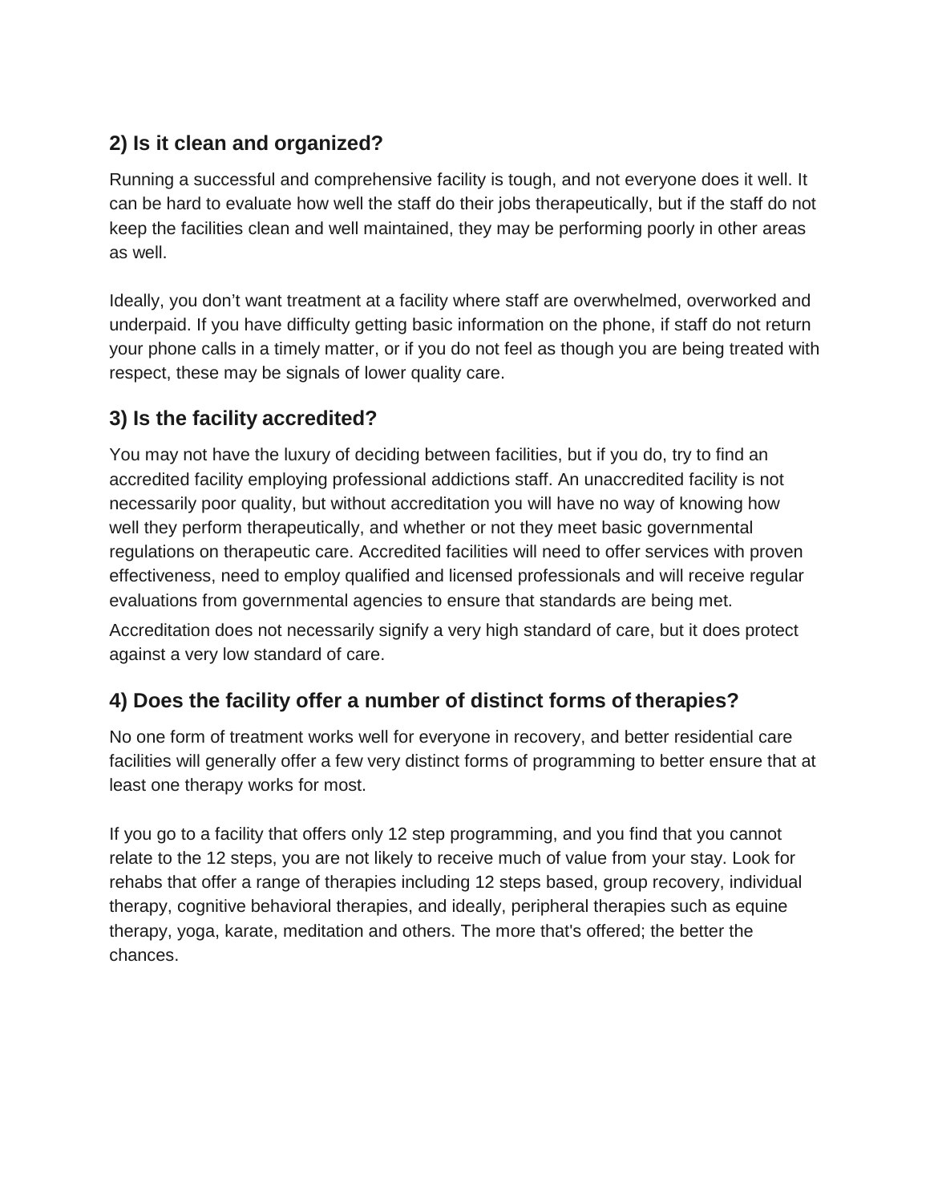## 2) Is it clean and organized?

Running a successful and comprehensive facility is tough, and not everyone does it well. It can be hard to evaluate how well the staff do their jobs therapeutically, but if the staff do not keep the facilities clean and well maintained, they may be performing poorly in other areas as well.

Ideally, you don't want treatment at a facility where staff are overwhelmed, overworked and underpaid. If you have difficulty getting basic information on the phone, if staff do not return your phone calls in a timely matter, or if you do not feel as though you are being treated with respect, these may be signals of lower quality care.

## 3) Is the facility accredited?

You may not have the luxury of deciding between facilities, but if you do, try to find an accredited facility employing professional addictions staff. An unaccredited facility is not necessarily poor quality, but without accreditation you will have no way of knowing how well they perform therapeutically, and whether or not they meet basic governmental regulations on therapeutic care. Accredited facilities will need to offer services with proven effectiveness, need to employ qualified and licensed professionals and will receive regular evaluations from governmental agencies to ensure that standards are being met.

Accreditation does not necessarily signify a very high standard of care, but it does protect against a very low standard of care.

## 4) Does the facility offer a number of distinct forms of therapies?

No one form of treatment works well for everyone in recovery, and better residential care facilities will generally offer a few very distinct forms of programming to better ensure that at least one therapy works for most.

If you go to a facility that offers only 12 step programming, and you find that you cannot relate to the 12 steps, you are not likely to receive much of value from your stay. Look for rehabs that offer a range of therapies including 12 steps based, group recovery, individual therapy, cognitive behavioral therapies, and ideally, peripheral therapies such as equine therapy, yoga, karate, meditation and others. The more that's offered; the better the chances.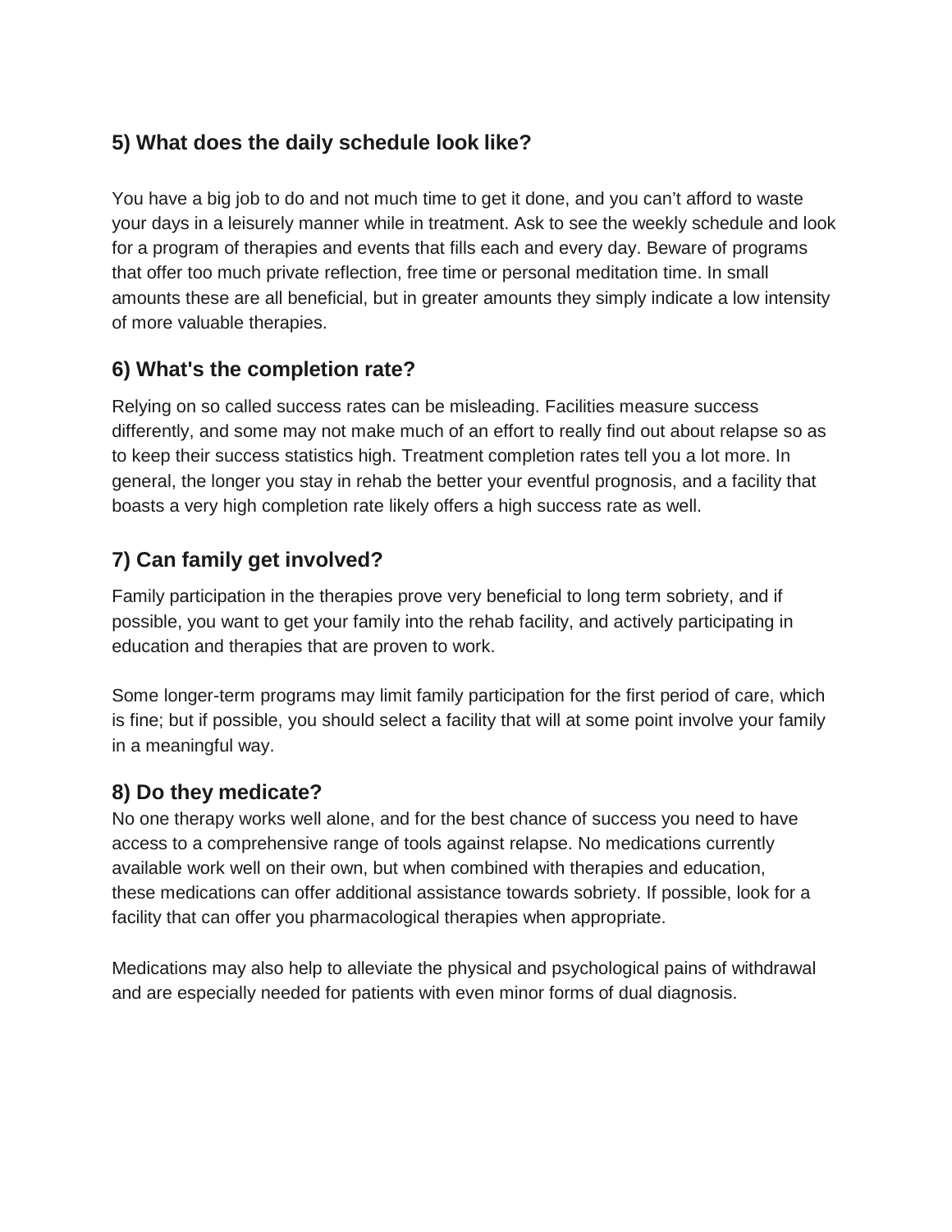### 5) What does the daily schedule look like?

You have a big job to do and not much time to get it done, and you can't afford to waste your days in a leisurely manner while in treatment. Ask to see the weekly schedule and look for a program of therapies and events that fills each and every day. Beware of programs that offer too much private reflection, free time or personal meditation time. In small amounts these are all beneficial, but in greater amounts they simply indicate a low intensity of more valuable therapies.

### 6) What's the completion rate?

Relying on so called success rates can be misleading. Facilities measure success differently, and some may not make much of an effort to really find out about relapse so as to keep their success statistics high. Treatment completion rates tell you a lot more. In general, the longer you stay in rehab the better your eventful prognosis, and a facility that boasts a very high completion rate likely offers a high success rate as well.

### 7) Can family get involved?

Family participation in the therapies prove very beneficial to long term sobriety, and if possible, you want to get your family into the rehab facility, and actively participating in education and therapies that are proven to work.

Some longer-term programs may limit family participation for the first period of care, which is fine; but if possible, you should select a facility that will at some point involve your family in a meaningful way.

### 8) Do they medicate?

No one therapy works well alone, and for the best chance of success you need to have access to a comprehensive range of tools against relapse. No medications currently available work well on their own, but when combined with therapies and education, these medications can offer additional assistance towards sobriety. If possible, look for a facility that can offer you pharmacological therapies when appropriate.

Medications may also help to alleviate the physical and psychological pains of withdrawal and are especially needed for patients with even minor forms of dual diagnosis.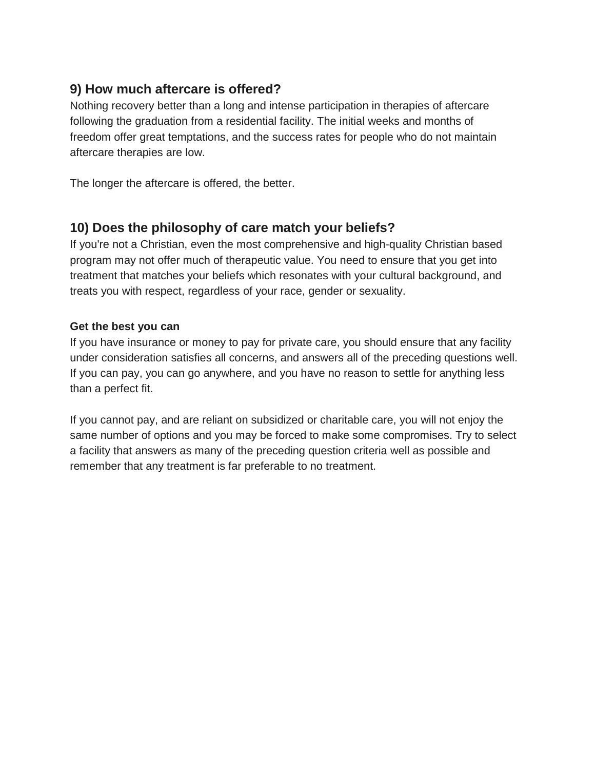## 9) How much aftercare is offered?

Nothing recovery better than a long and intense participation in therapies of aftercare following the graduation from a residential facility. The initial weeks and months of freedom offer great temptations, and the success rates for people who do not maintain aftercare therapies are low.

The longer the aftercare is offered, the better.

## 10) Does the philosophy of care match your beliefs?

If you're not a Christian, even the most comprehensive and high-quality Christian based program may not offer much of therapeutic value. You need to ensure that you get into treatment that matches your beliefs which resonates with your cultural background, and treats you with respect, regardless of your race, gender or sexuality.

**Get the best you can**

If you have insurance or money to pay for private care, you should ensure that any facility under consideration satisfies all concerns, and answers all of the preceding questions well. If you can pay, you can go anywhere, and you have no reason to settle for anything less than a perfect fit.

If you cannot pay, and are reliant on subsidized or charitable care, you will not enjoy the same number of options and you may be forced to make some compromises. Try to select a facility that answers as many of the preceding question criteria well as possible and remember that any treatment is far preferable to no treatment.